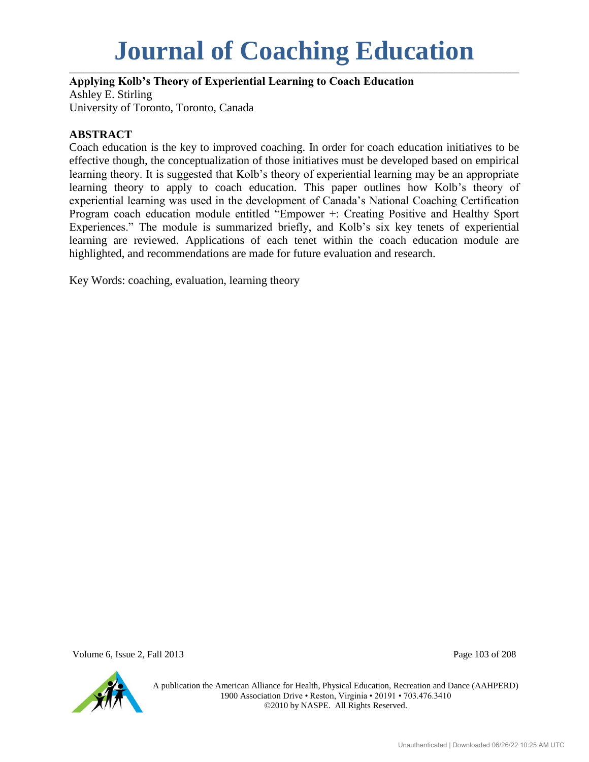# Journal of Coaching Education

## Applying Kolb's Theory of Experiential Learning to Coach Education

Ashley E. Stirling
University of Toronto, Toronto, Canada

### ABSTRACT

Coach education is the key to improved coaching. In order for coach education initiatives to be effective though, the conceptualization of those initiatives must be developed based on empirical learning theory. It is suggested that Kolb's theory of experiential learning may be an appropriate learning theory to apply to coach education. This paper outlines how Kolb's theory of experiential learning was used in the development of Canada's National Coaching Certification Program coach education module entitled "Empower +: Creating Positive and Healthy Sport Experiences." The module is summarized briefly, and Kolb's six key tenets of experiential learning are reviewed. Applications of each tenet within the coach education module are highlighted, and recommendations are made for future evaluation and research.

Key Words: coaching, evaluation, learning theory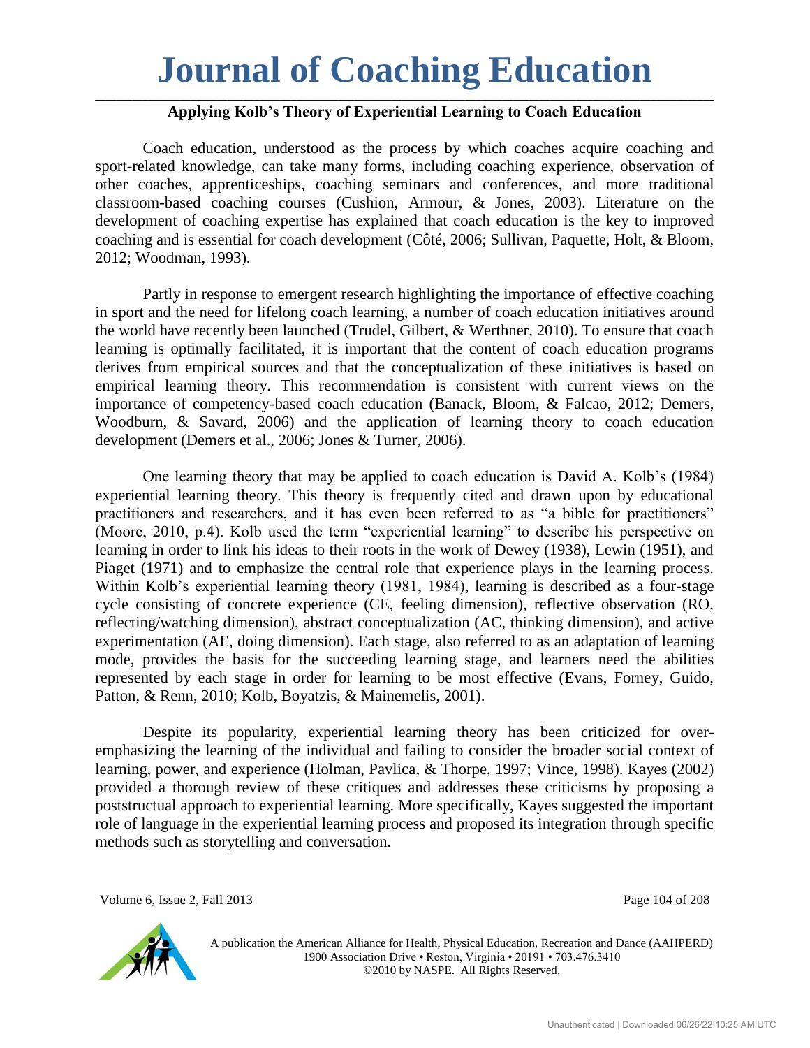## Applying Kolb's Theory of Experiential Learning to Coach Education

Coach education, understood as the process by which coaches acquire coaching and sport-related knowledge, can take many forms, including coaching experience, observation of other coaches, apprenticeships, coaching seminars and conferences, and more traditional classroom-based coaching courses (Cushion, Armour, & Jones, 2003). Literature on the development of coaching expertise has explained that coach education is the key to improved coaching and is essential for coach development (Côté, 2006; Sullivan, Paquette, Holt, & Bloom, 2012; Woodman, 1993).

Partly in response to emergent research highlighting the importance of effective coaching in sport and the need for lifelong coach learning, a number of coach education initiatives around the world have recently been launched (Trudel, Gilbert, & Werthner, 2010). To ensure that coach learning is optimally facilitated, it is important that the content of coach education programs derives from empirical sources and that the conceptualization of these initiatives is based on empirical learning theory. This recommendation is consistent with current views on the importance of competency-based coach education (Banack, Bloom, & Falcao, 2012; Demers, Woodburn, & Savard, 2006) and the application of learning theory to coach education development (Demers et al., 2006; Jones & Turner, 2006).

One learning theory that may be applied to coach education is David A. Kolb's (1984) experiential learning theory. This theory is frequently cited and drawn upon by educational practitioners and researchers, and it has even been referred to as "a bible for practitioners" (Moore, 2010, p.4). Kolb used the term "experiential learning" to describe his perspective on learning in order to link his ideas to their roots in the work of Dewey (1938), Lewin (1951), and Piaget (1971) and to emphasize the central role that experience plays in the learning process. Within Kolb's experiential learning theory (1981, 1984), learning is described as a four-stage cycle consisting of concrete experience (CE, feeling dimension), reflective observation (RO, reflecting/watching dimension), abstract conceptualization (AC, thinking dimension), and active experimentation (AE, doing dimension). Each stage, also referred to as an adaptation of learning mode, provides the basis for the succeeding learning stage, and learners need the abilities represented by each stage in order for learning to be most effective (Evans, Forney, Guido, Patton, & Renn, 2010; Kolb, Boyatzis, & Mainemelis, 2001).

Despite its popularity, experiential learning theory has been criticized for over-emphasizing the learning of the individual and failing to consider the broader social context of learning, power, and experience (Holman, Pavlica, & Thorpe, 1997; Vince, 1998). Kayes (2002) provided a thorough review of these critiques and addresses these criticisms by proposing a poststructual approach to experiential learning. More specifically, Kayes suggested the important role of language in the experiential learning process and proposed its integration through specific methods such as storytelling and conversation.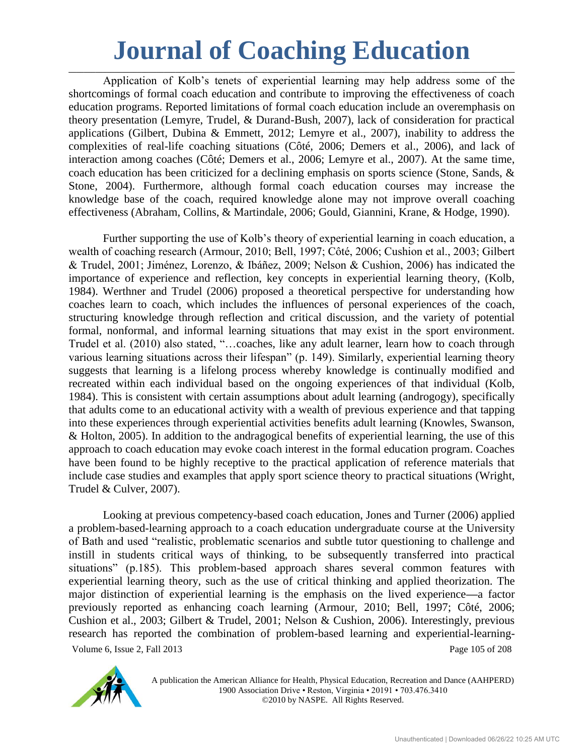Application of Kolb's tenets of experiential learning may help address some of the shortcomings of formal coach education and contribute to improving the effectiveness of coach education programs. Reported limitations of formal coach education include an overemphasis on theory presentation (Lemyre, Trudel, & Durand-Bush, 2007), lack of consideration for practical applications (Gilbert, Dubina & Emmett, 2012; Lemyre et al., 2007), inability to address the complexities of real-life coaching situations (Côté, 2006; Demers et al., 2006), and lack of interaction among coaches (Côté; Demers et al., 2006; Lemyre et al., 2007). At the same time, coach education has been criticized for a declining emphasis on sports science (Stone, Sands, & Stone, 2004). Furthermore, although formal coach education courses may increase the knowledge base of the coach, required knowledge alone may not improve overall coaching effectiveness (Abraham, Collins, & Martindale, 2006; Gould, Giannini, Krane, & Hodge, 1990).

Further supporting the use of Kolb's theory of experiential learning in coach education, a wealth of coaching research (Armour, 2010; Bell, 1997; Côté, 2006; Cushion et al., 2003; Gilbert & Trudel, 2001; Jiménez, Lorenzo, & Ibáñez, 2009; Nelson & Cushion, 2006) has indicated the importance of experience and reflection, key concepts in experiential learning theory, (Kolb, 1984). Werthner and Trudel (2006) proposed a theoretical perspective for understanding how coaches learn to coach, which includes the influences of personal experiences of the coach, structuring knowledge through reflection and critical discussion, and the variety of potential formal, nonformal, and informal learning situations that may exist in the sport environment. Trudel et al. (2010) also stated, "…coaches, like any adult learner, learn how to coach through various learning situations across their lifespan" (p. 149). Similarly, experiential learning theory suggests that learning is a lifelong process whereby knowledge is continually modified and recreated within each individual based on the ongoing experiences of that individual (Kolb, 1984). This is consistent with certain assumptions about adult learning (androgogy), specifically that adults come to an educational activity with a wealth of previous experience and that tapping into these experiences through experiential activities benefits adult learning (Knowles, Swanson, & Holton, 2005). In addition to the andragogical benefits of experiential learning, the use of this approach to coach education may evoke coach interest in the formal education program. Coaches have been found to be highly receptive to the practical application of reference materials that include case studies and examples that apply sport science theory to practical situations (Wright, Trudel & Culver, 2007).

Looking at previous competency-based coach education, Jones and Turner (2006) applied a problem-based-learning approach to a coach education undergraduate course at the University of Bath and used "realistic, problematic scenarios and subtle tutor questioning to challenge and instill in students critical ways of thinking, to be subsequently transferred into practical situations" (p.185). This problem-based approach shares several common features with experiential learning theory, such as the use of critical thinking and applied theorization. The major distinction of experiential learning is the emphasis on the lived experience—a factor previously reported as enhancing coach learning (Armour, 2010; Bell, 1997; Côté, 2006; Cushion et al., 2003; Gilbert & Trudel, 2001; Nelson & Cushion, 2006). Interestingly, previous research has reported the combination of problem-based learning and experiential-learning-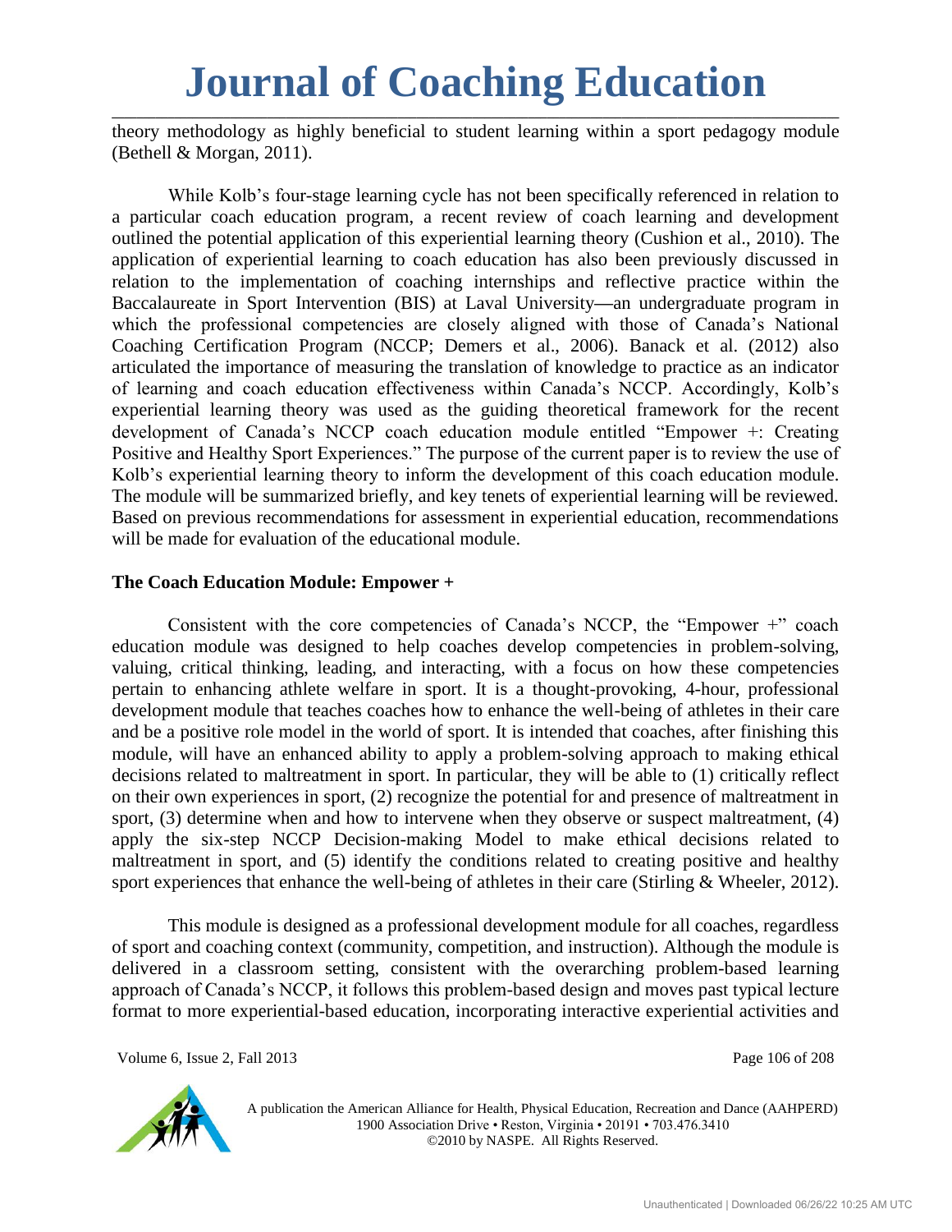theory methodology as highly beneficial to student learning within a sport pedagogy module (Bethell & Morgan, 2011).

While Kolb's four-stage learning cycle has not been specifically referenced in relation to a particular coach education program, a recent review of coach learning and development outlined the potential application of this experiential learning theory (Cushion et al., 2010). The application of experiential learning to coach education has also been previously discussed in relation to the implementation of coaching internships and reflective practice within the Baccalaureate in Sport Intervention (BIS) at Laval University—an undergraduate program in which the professional competencies are closely aligned with those of Canada's National Coaching Certification Program (NCCP; Demers et al., 2006). Banack et al. (2012) also articulated the importance of measuring the translation of knowledge to practice as an indicator of learning and coach education effectiveness within Canada's NCCP. Accordingly, Kolb's experiential learning theory was used as the guiding theoretical framework for the recent development of Canada's NCCP coach education module entitled "Empower +: Creating Positive and Healthy Sport Experiences." The purpose of the current paper is to review the use of Kolb's experiential learning theory to inform the development of this coach education module. The module will be summarized briefly, and key tenets of experiential learning will be reviewed. Based on previous recommendations for assessment in experiential education, recommendations will be made for evaluation of the educational module.

**The Coach Education Module: Empower +**

Consistent with the core competencies of Canada's NCCP, the "Empower +" coach education module was designed to help coaches develop competencies in problem-solving, valuing, critical thinking, leading, and interacting, with a focus on how these competencies pertain to enhancing athlete welfare in sport. It is a thought-provoking, 4-hour, professional development module that teaches coaches how to enhance the well-being of athletes in their care and be a positive role model in the world of sport. It is intended that coaches, after finishing this module, will have an enhanced ability to apply a problem-solving approach to making ethical decisions related to maltreatment in sport. In particular, they will be able to (1) critically reflect on their own experiences in sport, (2) recognize the potential for and presence of maltreatment in sport, (3) determine when and how to intervene when they observe or suspect maltreatment, (4) apply the six-step NCCP Decision-making Model to make ethical decisions related to maltreatment in sport, and (5) identify the conditions related to creating positive and healthy sport experiences that enhance the well-being of athletes in their care (Stirling & Wheeler, 2012).

This module is designed as a professional development module for all coaches, regardless of sport and coaching context (community, competition, and instruction). Although the module is delivered in a classroom setting, consistent with the overarching problem-based learning approach of Canada's NCCP, it follows this problem-based design and moves past typical lecture format to more experiential-based education, incorporating interactive experiential activities and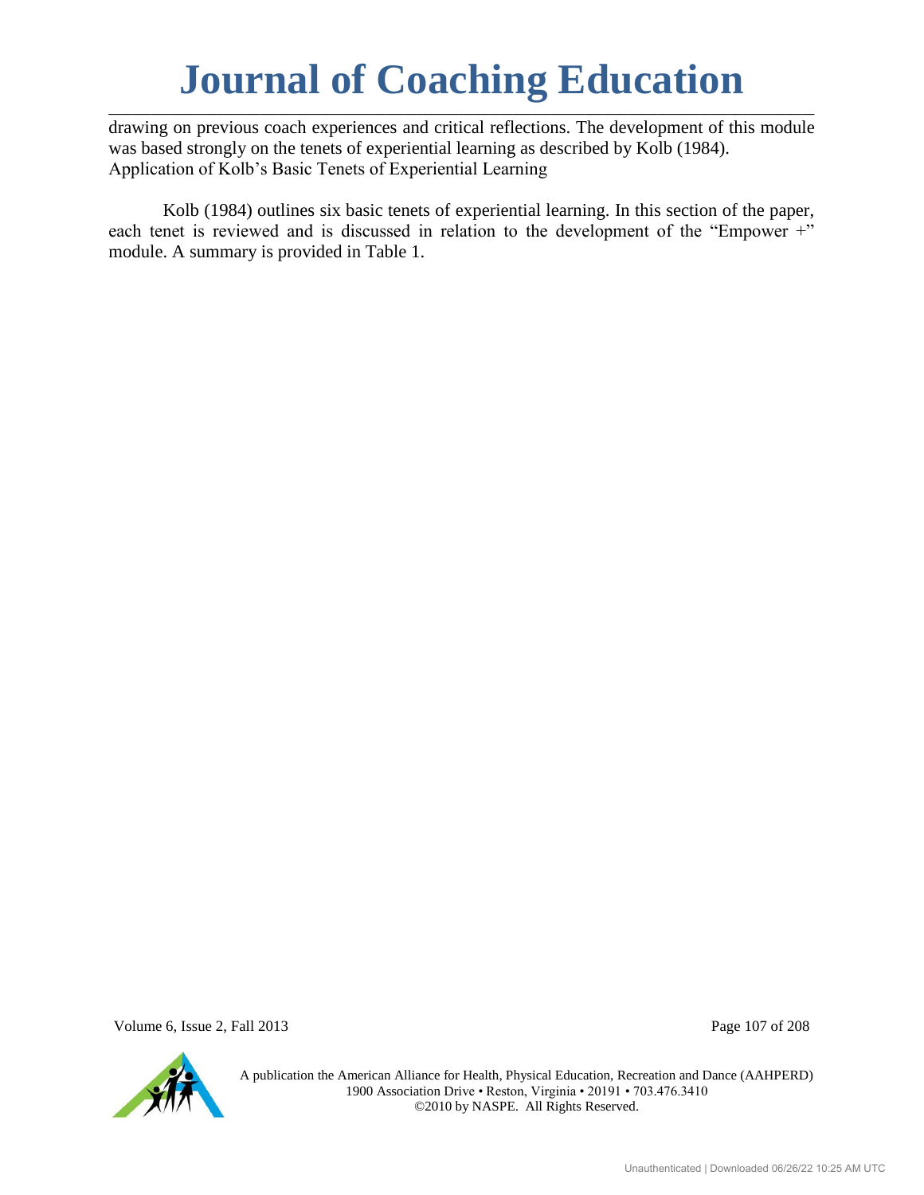drawing on previous coach experiences and critical reflections. The development of this module was based strongly on the tenets of experiential learning as described by Kolb (1984).

Application of Kolb's Basic Tenets of Experiential Learning

Kolb (1984) outlines six basic tenets of experiential learning. In this section of the paper, each tenet is reviewed and is discussed in relation to the development of the "Empower +" module. A summary is provided in Table 1.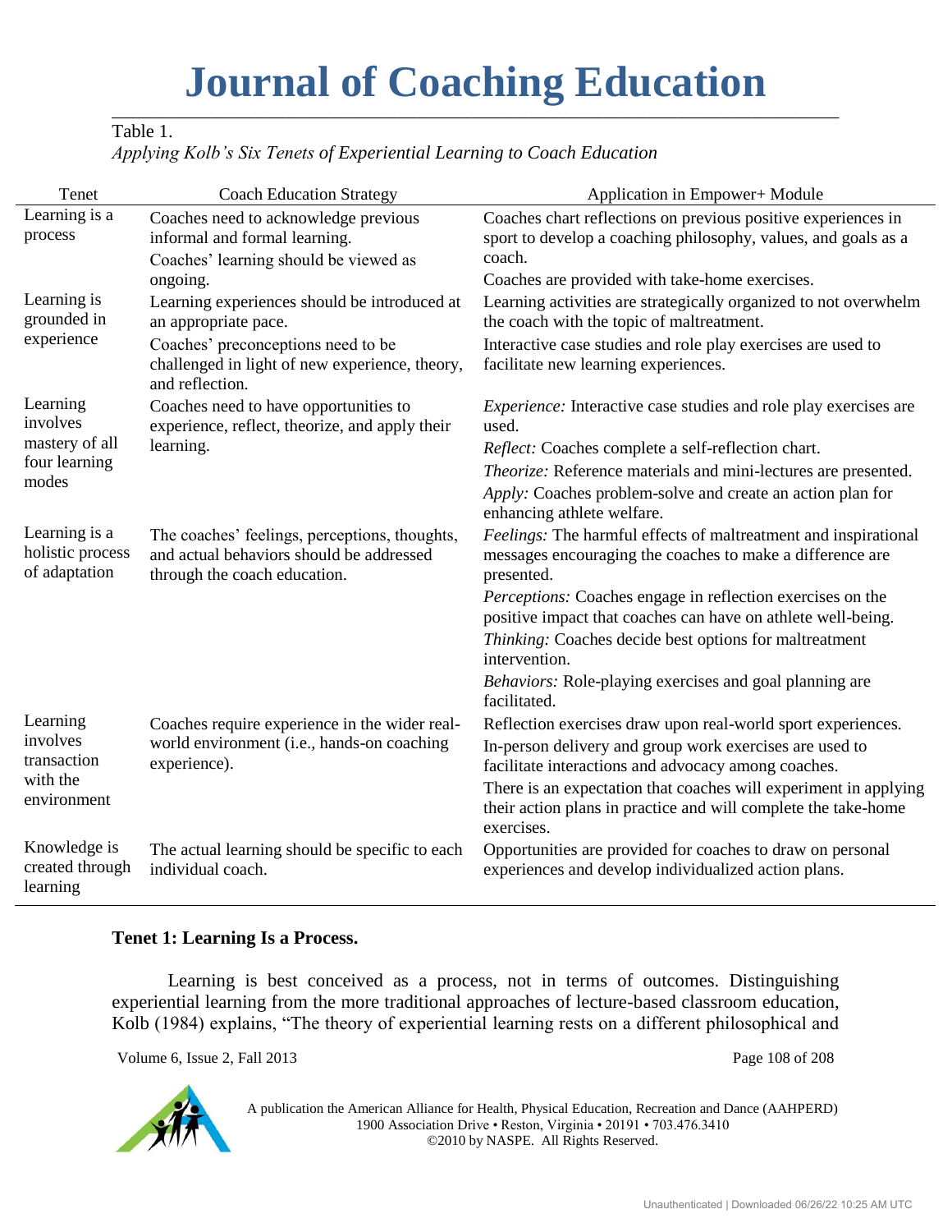Table 1.

*Applying Kolb's Six Tenets of Experiential Learning to Coach Education*

| Tenet | Coach Education Strategy | Application in Empower+ Module |
|---|---|---|
| Learning is a process | Coaches need to acknowledge previous informal and formal learning.<br>Coaches' learning should be viewed as ongoing. | Coaches chart reflections on previous positive experiences in sport to develop a coaching philosophy, values, and goals as a coach.<br>Coaches are provided with take-home exercises. |
| Learning is grounded in experience | Learning experiences should be introduced at an appropriate pace.<br>Coaches' preconceptions need to be challenged in light of new experience, theory, and reflection. | Learning activities are strategically organized to not overwhelm the coach with the topic of maltreatment.<br>Interactive case studies and role play exercises are used to facilitate new learning experiences. |
| Learning involves mastery of all four learning modes | Coaches need to have opportunities to experience, reflect, theorize, and apply their learning. | *Experience:* Interactive case studies and role play exercises are used.<br>*Reflect:* Coaches complete a self-reflection chart.<br>*Theorize:* Reference materials and mini-lectures are presented.<br>*Apply:* Coaches problem-solve and create an action plan for enhancing athlete welfare. |
| Learning is a holistic process of adaptation | The coaches' feelings, perceptions, thoughts, and actual behaviors should be addressed through the coach education. | *Feelings:* The harmful effects of maltreatment and inspirational messages encouraging the coaches to make a difference are presented.<br>*Perceptions:* Coaches engage in reflection exercises on the positive impact that coaches can have on athlete well-being.<br>*Thinking:* Coaches decide best options for maltreatment intervention.<br>*Behaviors:* Role-playing exercises and goal planning are facilitated. |
| Learning involves transaction with the environment | Coaches require experience in the wider real-world environment (i.e., hands-on coaching experience). | Reflection exercises draw upon real-world sport experiences.<br>In-person delivery and group work exercises are used to facilitate interactions and advocacy among coaches.<br>There is an expectation that coaches will experiment in applying their action plans in practice and will complete the take-home exercises. |
| Knowledge is created through learning | The actual learning should be specific to each individual coach. | Opportunities are provided for coaches to draw on personal experiences and develop individualized action plans. |

**Tenet 1: Learning Is a Process.**

Learning is best conceived as a process, not in terms of outcomes. Distinguishing experiential learning from the more traditional approaches of lecture-based classroom education, Kolb (1984) explains, "The theory of experiential learning rests on a different philosophical and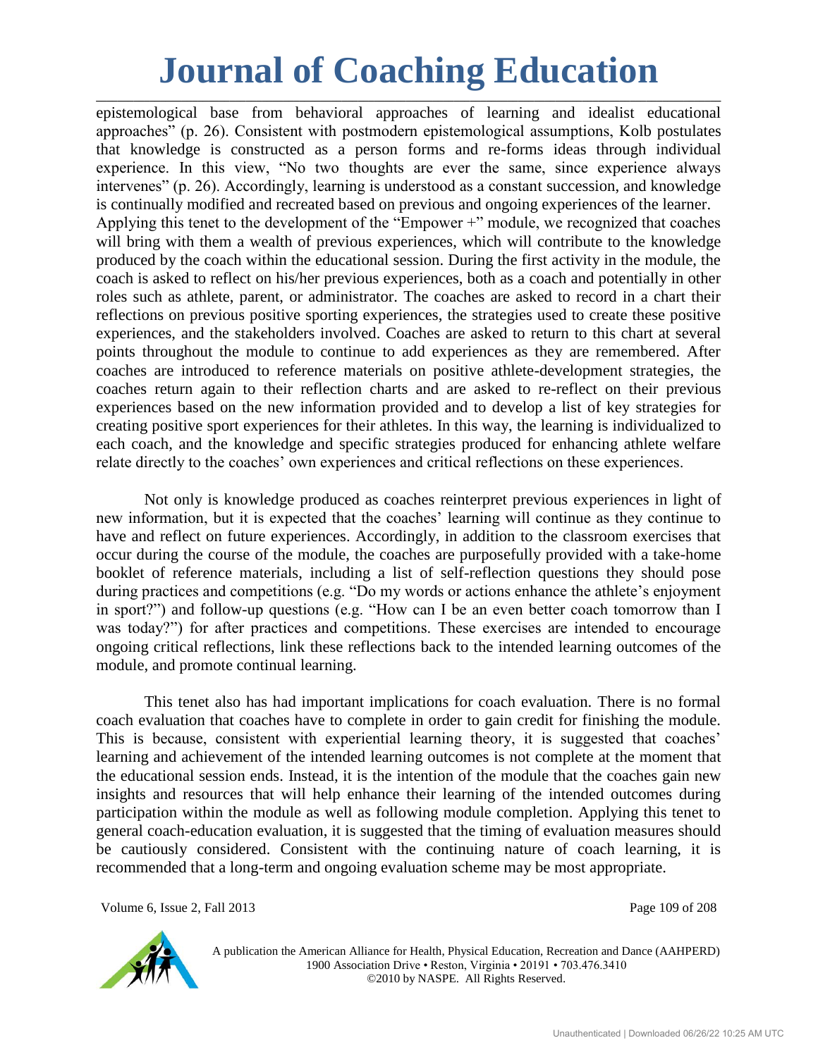epistemological base from behavioral approaches of learning and idealist educational approaches" (p. 26). Consistent with postmodern epistemological assumptions, Kolb postulates that knowledge is constructed as a person forms and re-forms ideas through individual experience. In this view, "No two thoughts are ever the same, since experience always intervenes" (p. 26). Accordingly, learning is understood as a constant succession, and knowledge is continually modified and recreated based on previous and ongoing experiences of the learner. Applying this tenet to the development of the "Empower +" module, we recognized that coaches will bring with them a wealth of previous experiences, which will contribute to the knowledge produced by the coach within the educational session. During the first activity in the module, the coach is asked to reflect on his/her previous experiences, both as a coach and potentially in other roles such as athlete, parent, or administrator. The coaches are asked to record in a chart their reflections on previous positive sporting experiences, the strategies used to create these positive experiences, and the stakeholders involved. Coaches are asked to return to this chart at several points throughout the module to continue to add experiences as they are remembered. After coaches are introduced to reference materials on positive athlete-development strategies, the coaches return again to their reflection charts and are asked to re-reflect on their previous experiences based on the new information provided and to develop a list of key strategies for creating positive sport experiences for their athletes. In this way, the learning is individualized to each coach, and the knowledge and specific strategies produced for enhancing athlete welfare relate directly to the coaches' own experiences and critical reflections on these experiences.

Not only is knowledge produced as coaches reinterpret previous experiences in light of new information, but it is expected that the coaches' learning will continue as they continue to have and reflect on future experiences. Accordingly, in addition to the classroom exercises that occur during the course of the module, the coaches are purposefully provided with a take-home booklet of reference materials, including a list of self-reflection questions they should pose during practices and competitions (e.g. "Do my words or actions enhance the athlete's enjoyment in sport?") and follow-up questions (e.g. "How can I be an even better coach tomorrow than I was today?") for after practices and competitions. These exercises are intended to encourage ongoing critical reflections, link these reflections back to the intended learning outcomes of the module, and promote continual learning.

This tenet also has had important implications for coach evaluation. There is no formal coach evaluation that coaches have to complete in order to gain credit for finishing the module. This is because, consistent with experiential learning theory, it is suggested that coaches' learning and achievement of the intended learning outcomes is not complete at the moment that the educational session ends. Instead, it is the intention of the module that the coaches gain new insights and resources that will help enhance their learning of the intended outcomes during participation within the module as well as following module completion. Applying this tenet to general coach-education evaluation, it is suggested that the timing of evaluation measures should be cautiously considered. Consistent with the continuing nature of coach learning, it is recommended that a long-term and ongoing evaluation scheme may be most appropriate.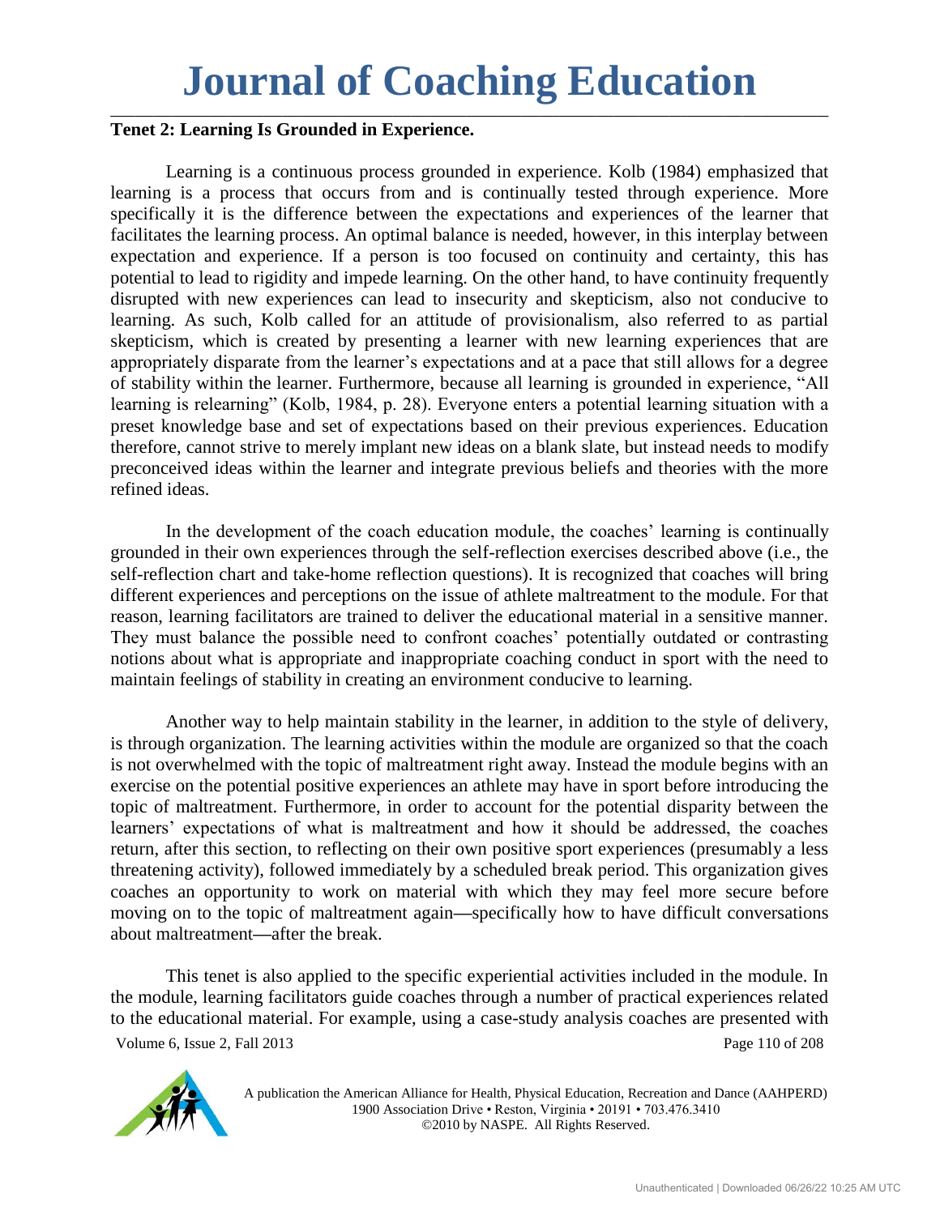**Tenet 2: Learning Is Grounded in Experience.**

Learning is a continuous process grounded in experience. Kolb (1984) emphasized that learning is a process that occurs from and is continually tested through experience. More specifically it is the difference between the expectations and experiences of the learner that facilitates the learning process. An optimal balance is needed, however, in this interplay between expectation and experience. If a person is too focused on continuity and certainty, this has potential to lead to rigidity and impede learning. On the other hand, to have continuity frequently disrupted with new experiences can lead to insecurity and skepticism, also not conducive to learning. As such, Kolb called for an attitude of provisionalism, also referred to as partial skepticism, which is created by presenting a learner with new learning experiences that are appropriately disparate from the learner's expectations and at a pace that still allows for a degree of stability within the learner. Furthermore, because all learning is grounded in experience, "All learning is relearning" (Kolb, 1984, p. 28). Everyone enters a potential learning situation with a preset knowledge base and set of expectations based on their previous experiences. Education therefore, cannot strive to merely implant new ideas on a blank slate, but instead needs to modify preconceived ideas within the learner and integrate previous beliefs and theories with the more refined ideas.

In the development of the coach education module, the coaches' learning is continually grounded in their own experiences through the self-reflection exercises described above (i.e., the self-reflection chart and take-home reflection questions). It is recognized that coaches will bring different experiences and perceptions on the issue of athlete maltreatment to the module. For that reason, learning facilitators are trained to deliver the educational material in a sensitive manner. They must balance the possible need to confront coaches' potentially outdated or contrasting notions about what is appropriate and inappropriate coaching conduct in sport with the need to maintain feelings of stability in creating an environment conducive to learning.

Another way to help maintain stability in the learner, in addition to the style of delivery, is through organization. The learning activities within the module are organized so that the coach is not overwhelmed with the topic of maltreatment right away. Instead the module begins with an exercise on the potential positive experiences an athlete may have in sport before introducing the topic of maltreatment. Furthermore, in order to account for the potential disparity between the learners' expectations of what is maltreatment and how it should be addressed, the coaches return, after this section, to reflecting on their own positive sport experiences (presumably a less threatening activity), followed immediately by a scheduled break period. This organization gives coaches an opportunity to work on material with which they may feel more secure before moving on to the topic of maltreatment again—specifically how to have difficult conversations about maltreatment—after the break.

This tenet is also applied to the specific experiential activities included in the module. In the module, learning facilitators guide coaches through a number of practical experiences related to the educational material. For example, using a case-study analysis coaches are presented with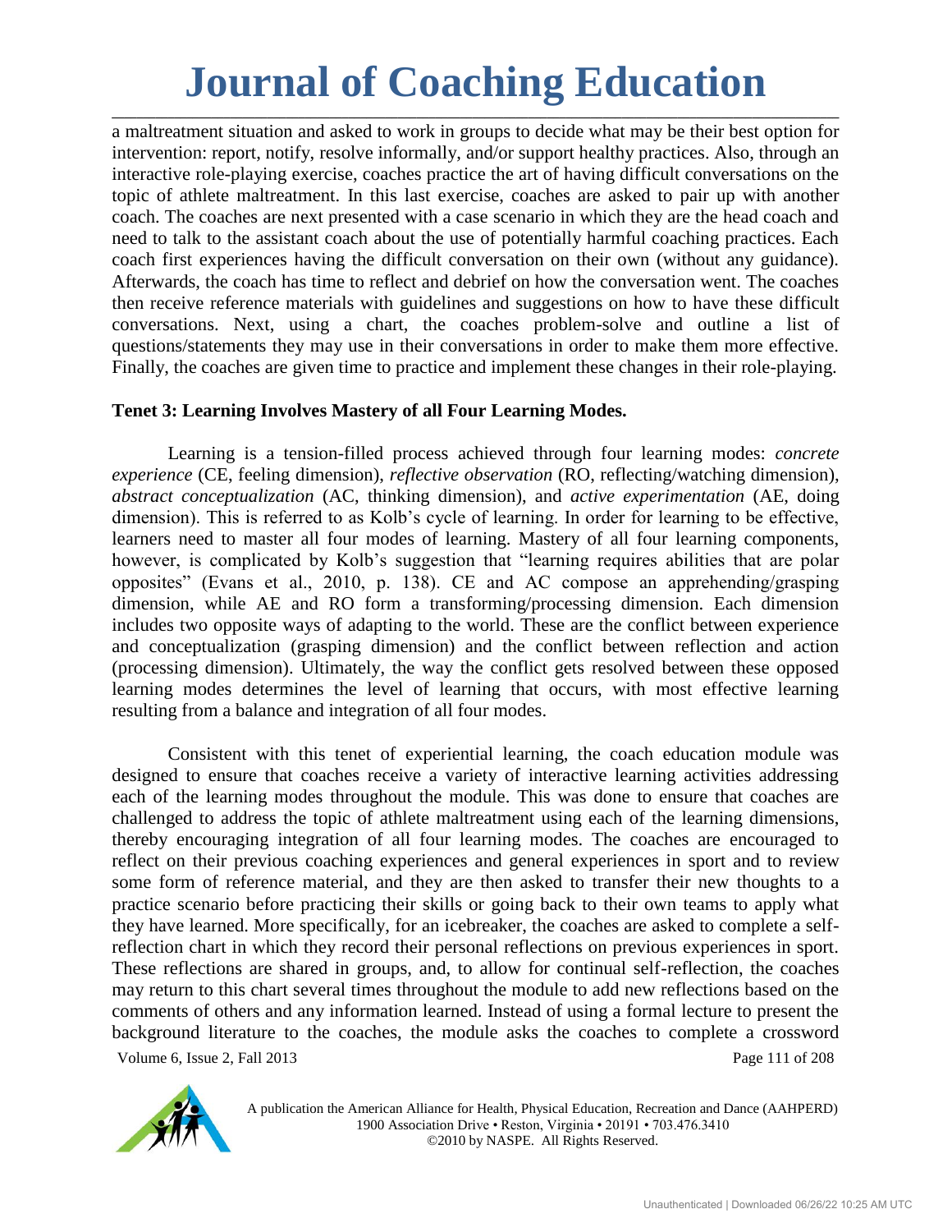a maltreatment situation and asked to work in groups to decide what may be their best option for intervention: report, notify, resolve informally, and/or support healthy practices. Also, through an interactive role-playing exercise, coaches practice the art of having difficult conversations on the topic of athlete maltreatment. In this last exercise, coaches are asked to pair up with another coach. The coaches are next presented with a case scenario in which they are the head coach and need to talk to the assistant coach about the use of potentially harmful coaching practices. Each coach first experiences having the difficult conversation on their own (without any guidance). Afterwards, the coach has time to reflect and debrief on how the conversation went. The coaches then receive reference materials with guidelines and suggestions on how to have these difficult conversations. Next, using a chart, the coaches problem-solve and outline a list of questions/statements they may use in their conversations in order to make them more effective. Finally, the coaches are given time to practice and implement these changes in their role-playing.

**Tenet 3: Learning Involves Mastery of all Four Learning Modes.**

Learning is a tension-filled process achieved through four learning modes: *concrete experience* (CE, feeling dimension), *reflective observation* (RO, reflecting/watching dimension), *abstract conceptualization* (AC, thinking dimension), and *active experimentation* (AE, doing dimension). This is referred to as Kolb's cycle of learning. In order for learning to be effective, learners need to master all four modes of learning. Mastery of all four learning components, however, is complicated by Kolb's suggestion that "learning requires abilities that are polar opposites" (Evans et al., 2010, p. 138). CE and AC compose an apprehending/grasping dimension, while AE and RO form a transforming/processing dimension. Each dimension includes two opposite ways of adapting to the world. These are the conflict between experience and conceptualization (grasping dimension) and the conflict between reflection and action (processing dimension). Ultimately, the way the conflict gets resolved between these opposed learning modes determines the level of learning that occurs, with most effective learning resulting from a balance and integration of all four modes.

Consistent with this tenet of experiential learning, the coach education module was designed to ensure that coaches receive a variety of interactive learning activities addressing each of the learning modes throughout the module. This was done to ensure that coaches are challenged to address the topic of athlete maltreatment using each of the learning dimensions, thereby encouraging integration of all four learning modes. The coaches are encouraged to reflect on their previous coaching experiences and general experiences in sport and to review some form of reference material, and they are then asked to transfer their new thoughts to a practice scenario before practicing their skills or going back to their own teams to apply what they have learned. More specifically, for an icebreaker, the coaches are asked to complete a self-reflection chart in which they record their personal reflections on previous experiences in sport. These reflections are shared in groups, and, to allow for continual self-reflection, the coaches may return to this chart several times throughout the module to add new reflections based on the comments of others and any information learned. Instead of using a formal lecture to present the background literature to the coaches, the module asks the coaches to complete a crossword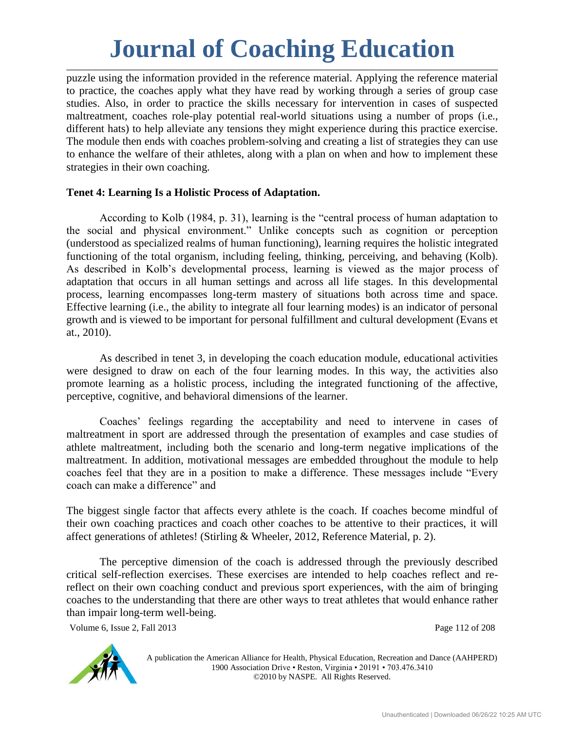puzzle using the information provided in the reference material. Applying the reference material to practice, the coaches apply what they have read by working through a series of group case studies. Also, in order to practice the skills necessary for intervention in cases of suspected maltreatment, coaches role-play potential real-world situations using a number of props (i.e., different hats) to help alleviate any tensions they might experience during this practice exercise. The module then ends with coaches problem-solving and creating a list of strategies they can use to enhance the welfare of their athletes, along with a plan on when and how to implement these strategies in their own coaching.

**Tenet 4: Learning Is a Holistic Process of Adaptation.**

According to Kolb (1984, p. 31), learning is the "central process of human adaptation to the social and physical environment." Unlike concepts such as cognition or perception (understood as specialized realms of human functioning), learning requires the holistic integrated functioning of the total organism, including feeling, thinking, perceiving, and behaving (Kolb). As described in Kolb's developmental process, learning is viewed as the major process of adaptation that occurs in all human settings and across all life stages. In this developmental process, learning encompasses long-term mastery of situations both across time and space. Effective learning (i.e., the ability to integrate all four learning modes) is an indicator of personal growth and is viewed to be important for personal fulfillment and cultural development (Evans et at., 2010).

As described in tenet 3, in developing the coach education module, educational activities were designed to draw on each of the four learning modes. In this way, the activities also promote learning as a holistic process, including the integrated functioning of the affective, perceptive, cognitive, and behavioral dimensions of the learner.

Coaches' feelings regarding the acceptability and need to intervene in cases of maltreatment in sport are addressed through the presentation of examples and case studies of athlete maltreatment, including both the scenario and long-term negative implications of the maltreatment. In addition, motivational messages are embedded throughout the module to help coaches feel that they are in a position to make a difference. These messages include "Every coach can make a difference" and

The biggest single factor that affects every athlete is the coach. If coaches become mindful of their own coaching practices and coach other coaches to be attentive to their practices, it will affect generations of athletes! (Stirling & Wheeler, 2012, Reference Material, p. 2).

The perceptive dimension of the coach is addressed through the previously described critical self-reflection exercises. These exercises are intended to help coaches reflect and re-reflect on their own coaching conduct and previous sport experiences, with the aim of bringing coaches to the understanding that there are other ways to treat athletes that would enhance rather than impair long-term well-being.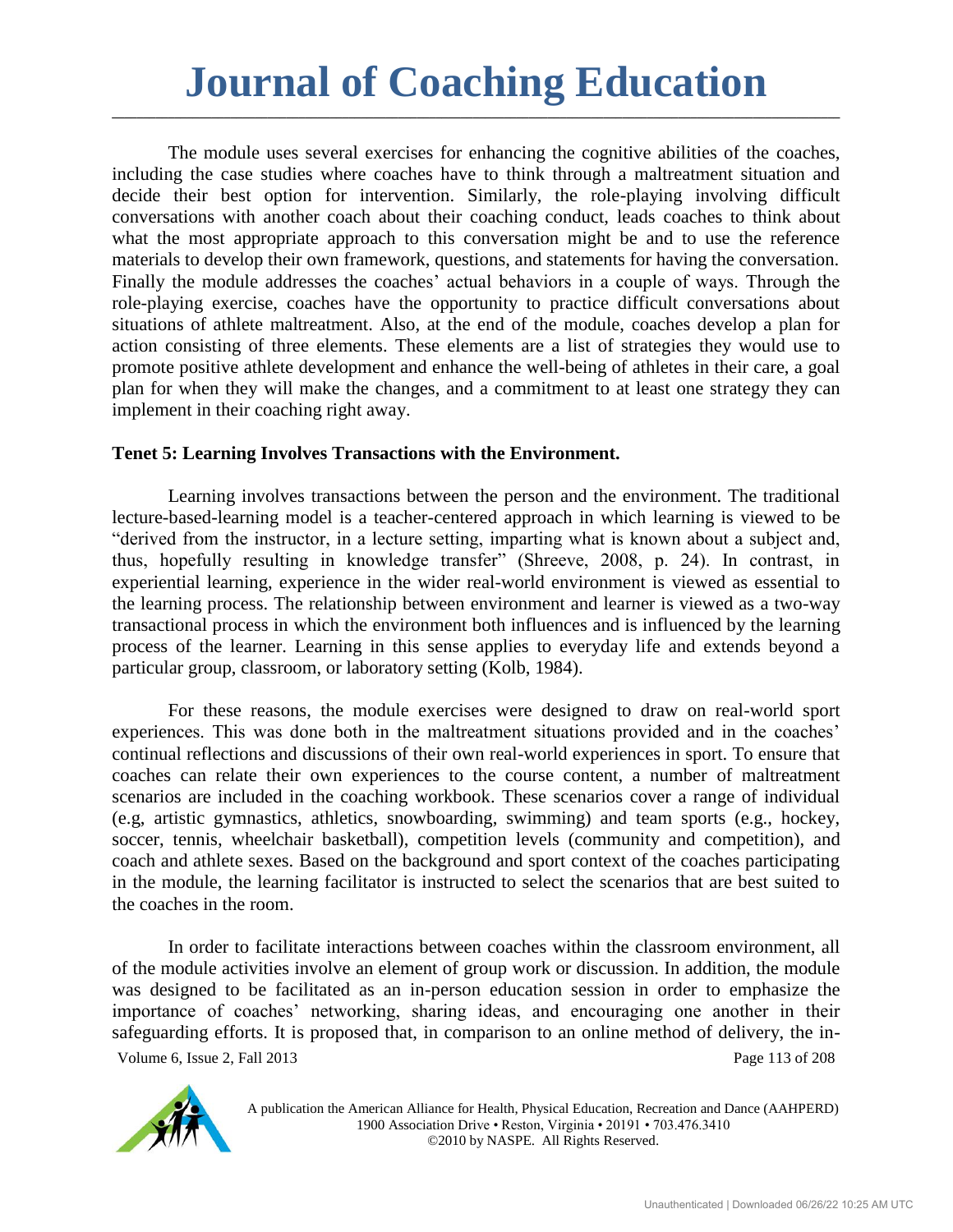The module uses several exercises for enhancing the cognitive abilities of the coaches, including the case studies where coaches have to think through a maltreatment situation and decide their best option for intervention. Similarly, the role-playing involving difficult conversations with another coach about their coaching conduct, leads coaches to think about what the most appropriate approach to this conversation might be and to use the reference materials to develop their own framework, questions, and statements for having the conversation. Finally the module addresses the coaches' actual behaviors in a couple of ways. Through the role-playing exercise, coaches have the opportunity to practice difficult conversations about situations of athlete maltreatment. Also, at the end of the module, coaches develop a plan for action consisting of three elements. These elements are a list of strategies they would use to promote positive athlete development and enhance the well-being of athletes in their care, a goal plan for when they will make the changes, and a commitment to at least one strategy they can implement in their coaching right away.

**Tenet 5: Learning Involves Transactions with the Environment.**

Learning involves transactions between the person and the environment. The traditional lecture-based-learning model is a teacher-centered approach in which learning is viewed to be "derived from the instructor, in a lecture setting, imparting what is known about a subject and, thus, hopefully resulting in knowledge transfer" (Shreeve, 2008, p. 24). In contrast, in experiential learning, experience in the wider real-world environment is viewed as essential to the learning process. The relationship between environment and learner is viewed as a two-way transactional process in which the environment both influences and is influenced by the learning process of the learner. Learning in this sense applies to everyday life and extends beyond a particular group, classroom, or laboratory setting (Kolb, 1984).

For these reasons, the module exercises were designed to draw on real-world sport experiences. This was done both in the maltreatment situations provided and in the coaches' continual reflections and discussions of their own real-world experiences in sport. To ensure that coaches can relate their own experiences to the course content, a number of maltreatment scenarios are included in the coaching workbook. These scenarios cover a range of individual (e.g, artistic gymnastics, athletics, snowboarding, swimming) and team sports (e.g., hockey, soccer, tennis, wheelchair basketball), competition levels (community and competition), and coach and athlete sexes. Based on the background and sport context of the coaches participating in the module, the learning facilitator is instructed to select the scenarios that are best suited to the coaches in the room.

In order to facilitate interactions between coaches within the classroom environment, all of the module activities involve an element of group work or discussion. In addition, the module was designed to be facilitated as an in-person education session in order to emphasize the importance of coaches' networking, sharing ideas, and encouraging one another in their safeguarding efforts. It is proposed that, in comparison to an online method of delivery, the in-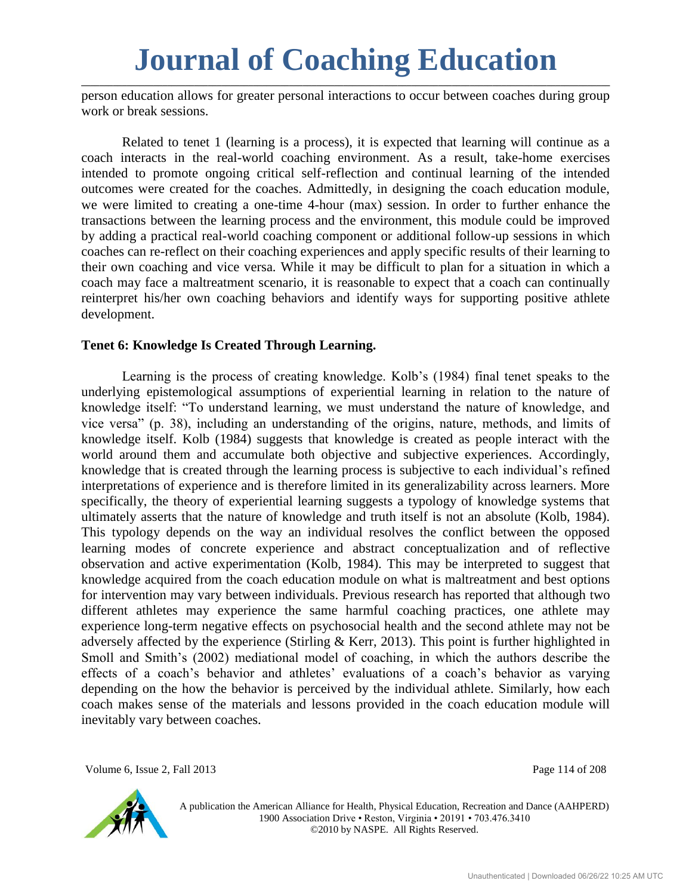person education allows for greater personal interactions to occur between coaches during group work or break sessions.

Related to tenet 1 (learning is a process), it is expected that learning will continue as a coach interacts in the real-world coaching environment. As a result, take-home exercises intended to promote ongoing critical self-reflection and continual learning of the intended outcomes were created for the coaches. Admittedly, in designing the coach education module, we were limited to creating a one-time 4-hour (max) session. In order to further enhance the transactions between the learning process and the environment, this module could be improved by adding a practical real-world coaching component or additional follow-up sessions in which coaches can re-reflect on their coaching experiences and apply specific results of their learning to their own coaching and vice versa. While it may be difficult to plan for a situation in which a coach may face a maltreatment scenario, it is reasonable to expect that a coach can continually reinterpret his/her own coaching behaviors and identify ways for supporting positive athlete development.

**Tenet 6: Knowledge Is Created Through Learning.**

Learning is the process of creating knowledge. Kolb's (1984) final tenet speaks to the underlying epistemological assumptions of experiential learning in relation to the nature of knowledge itself: "To understand learning, we must understand the nature of knowledge, and vice versa" (p. 38), including an understanding of the origins, nature, methods, and limits of knowledge itself. Kolb (1984) suggests that knowledge is created as people interact with the world around them and accumulate both objective and subjective experiences. Accordingly, knowledge that is created through the learning process is subjective to each individual's refined interpretations of experience and is therefore limited in its generalizability across learners. More specifically, the theory of experiential learning suggests a typology of knowledge systems that ultimately asserts that the nature of knowledge and truth itself is not an absolute (Kolb, 1984). This typology depends on the way an individual resolves the conflict between the opposed learning modes of concrete experience and abstract conceptualization and of reflective observation and active experimentation (Kolb, 1984). This may be interpreted to suggest that knowledge acquired from the coach education module on what is maltreatment and best options for intervention may vary between individuals. Previous research has reported that although two different athletes may experience the same harmful coaching practices, one athlete may experience long-term negative effects on psychosocial health and the second athlete may not be adversely affected by the experience (Stirling & Kerr, 2013). This point is further highlighted in Smoll and Smith's (2002) mediational model of coaching, in which the authors describe the effects of a coach's behavior and athletes' evaluations of a coach's behavior as varying depending on the how the behavior is perceived by the individual athlete. Similarly, how each coach makes sense of the materials and lessons provided in the coach education module will inevitably vary between coaches.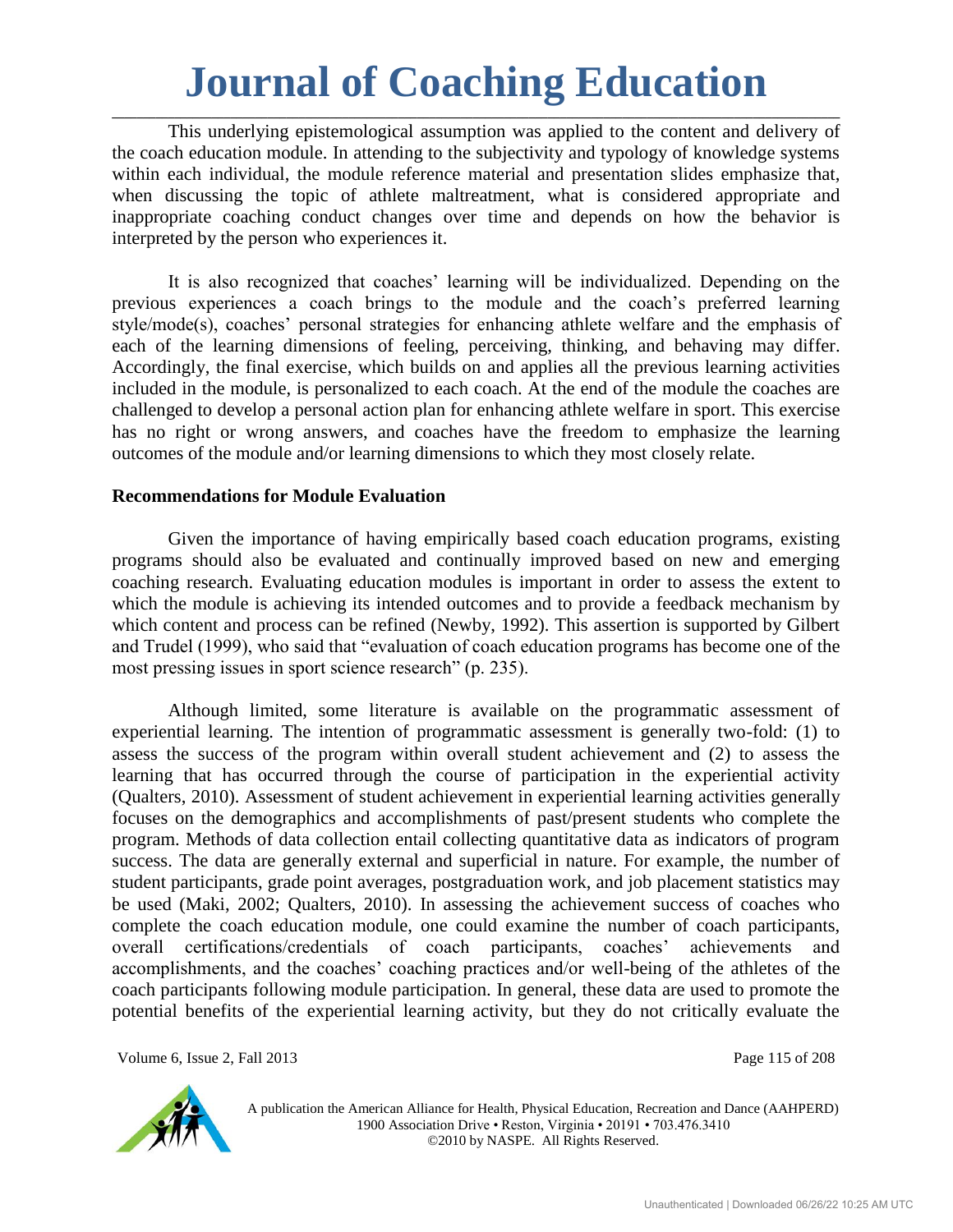This underlying epistemological assumption was applied to the content and delivery of the coach education module. In attending to the subjectivity and typology of knowledge systems within each individual, the module reference material and presentation slides emphasize that, when discussing the topic of athlete maltreatment, what is considered appropriate and inappropriate coaching conduct changes over time and depends on how the behavior is interpreted by the person who experiences it.

It is also recognized that coaches' learning will be individualized. Depending on the previous experiences a coach brings to the module and the coach's preferred learning style/mode(s), coaches' personal strategies for enhancing athlete welfare and the emphasis of each of the learning dimensions of feeling, perceiving, thinking, and behaving may differ. Accordingly, the final exercise, which builds on and applies all the previous learning activities included in the module, is personalized to each coach. At the end of the module the coaches are challenged to develop a personal action plan for enhancing athlete welfare in sport. This exercise has no right or wrong answers, and coaches have the freedom to emphasize the learning outcomes of the module and/or learning dimensions to which they most closely relate.

### Recommendations for Module Evaluation

Given the importance of having empirically based coach education programs, existing programs should also be evaluated and continually improved based on new and emerging coaching research. Evaluating education modules is important in order to assess the extent to which the module is achieving its intended outcomes and to provide a feedback mechanism by which content and process can be refined (Newby, 1992). This assertion is supported by Gilbert and Trudel (1999), who said that "evaluation of coach education programs has become one of the most pressing issues in sport science research" (p. 235).

Although limited, some literature is available on the programmatic assessment of experiential learning. The intention of programmatic assessment is generally two-fold: (1) to assess the success of the program within overall student achievement and (2) to assess the learning that has occurred through the course of participation in the experiential activity (Qualters, 2010). Assessment of student achievement in experiential learning activities generally focuses on the demographics and accomplishments of past/present students who complete the program. Methods of data collection entail collecting quantitative data as indicators of program success. The data are generally external and superficial in nature. For example, the number of student participants, grade point averages, postgraduation work, and job placement statistics may be used (Maki, 2002; Qualters, 2010). In assessing the achievement success of coaches who complete the coach education module, one could examine the number of coach participants, overall certifications/credentials of coach participants, coaches' achievements and accomplishments, and the coaches' coaching practices and/or well-being of the athletes of the coach participants following module participation. In general, these data are used to promote the potential benefits of the experiential learning activity, but they do not critically evaluate the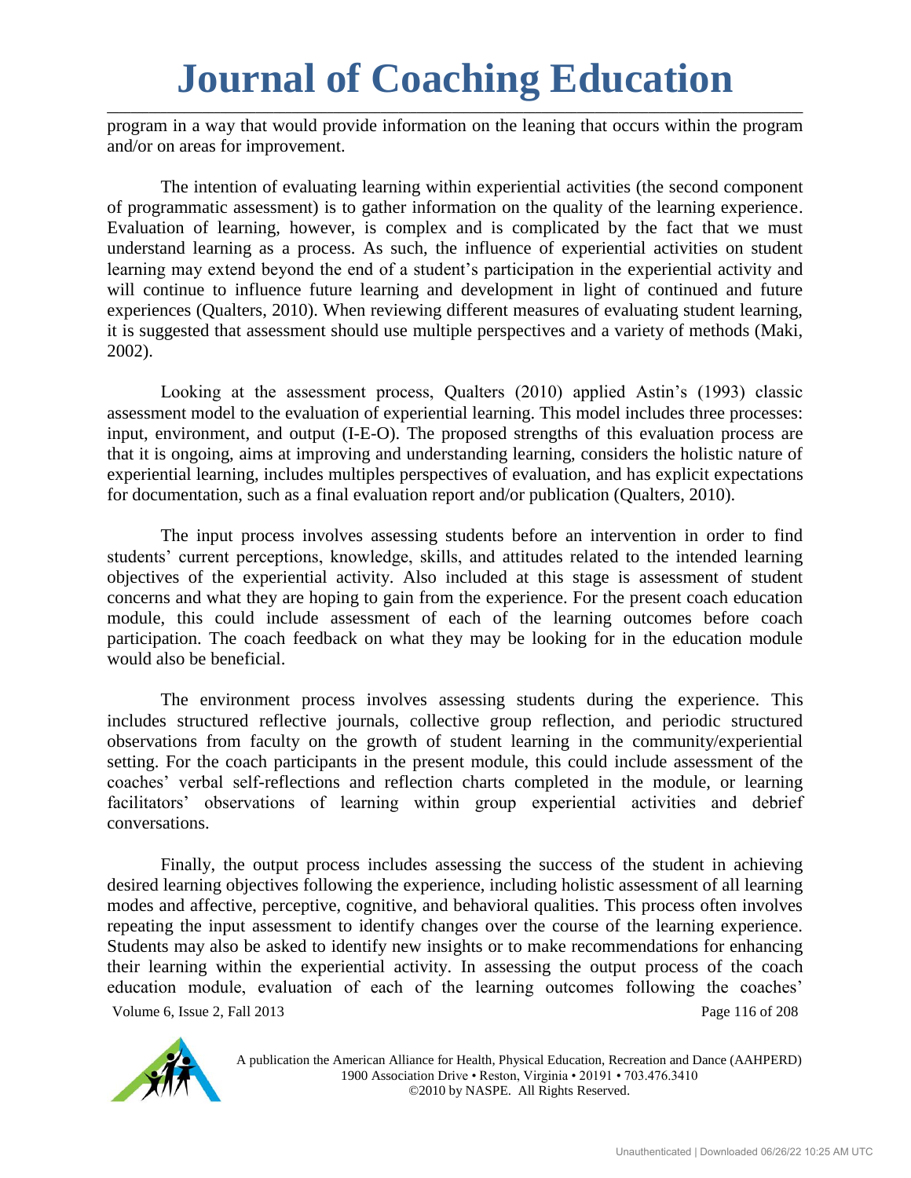program in a way that would provide information on the leaning that occurs within the program and/or on areas for improvement.

The intention of evaluating learning within experiential activities (the second component of programmatic assessment) is to gather information on the quality of the learning experience. Evaluation of learning, however, is complex and is complicated by the fact that we must understand learning as a process. As such, the influence of experiential activities on student learning may extend beyond the end of a student's participation in the experiential activity and will continue to influence future learning and development in light of continued and future experiences (Qualters, 2010). When reviewing different measures of evaluating student learning, it is suggested that assessment should use multiple perspectives and a variety of methods (Maki, 2002).

Looking at the assessment process, Qualters (2010) applied Astin's (1993) classic assessment model to the evaluation of experiential learning. This model includes three processes: input, environment, and output (I-E-O). The proposed strengths of this evaluation process are that it is ongoing, aims at improving and understanding learning, considers the holistic nature of experiential learning, includes multiples perspectives of evaluation, and has explicit expectations for documentation, such as a final evaluation report and/or publication (Qualters, 2010).

The input process involves assessing students before an intervention in order to find students' current perceptions, knowledge, skills, and attitudes related to the intended learning objectives of the experiential activity. Also included at this stage is assessment of student concerns and what they are hoping to gain from the experience. For the present coach education module, this could include assessment of each of the learning outcomes before coach participation. The coach feedback on what they may be looking for in the education module would also be beneficial.

The environment process involves assessing students during the experience. This includes structured reflective journals, collective group reflection, and periodic structured observations from faculty on the growth of student learning in the community/experiential setting. For the coach participants in the present module, this could include assessment of the coaches' verbal self-reflections and reflection charts completed in the module, or learning facilitators' observations of learning within group experiential activities and debrief conversations.

Finally, the output process includes assessing the success of the student in achieving desired learning objectives following the experience, including holistic assessment of all learning modes and affective, perceptive, cognitive, and behavioral qualities. This process often involves repeating the input assessment to identify changes over the course of the learning experience. Students may also be asked to identify new insights or to make recommendations for enhancing their learning within the experiential activity. In assessing the output process of the coach education module, evaluation of each of the learning outcomes following the coaches'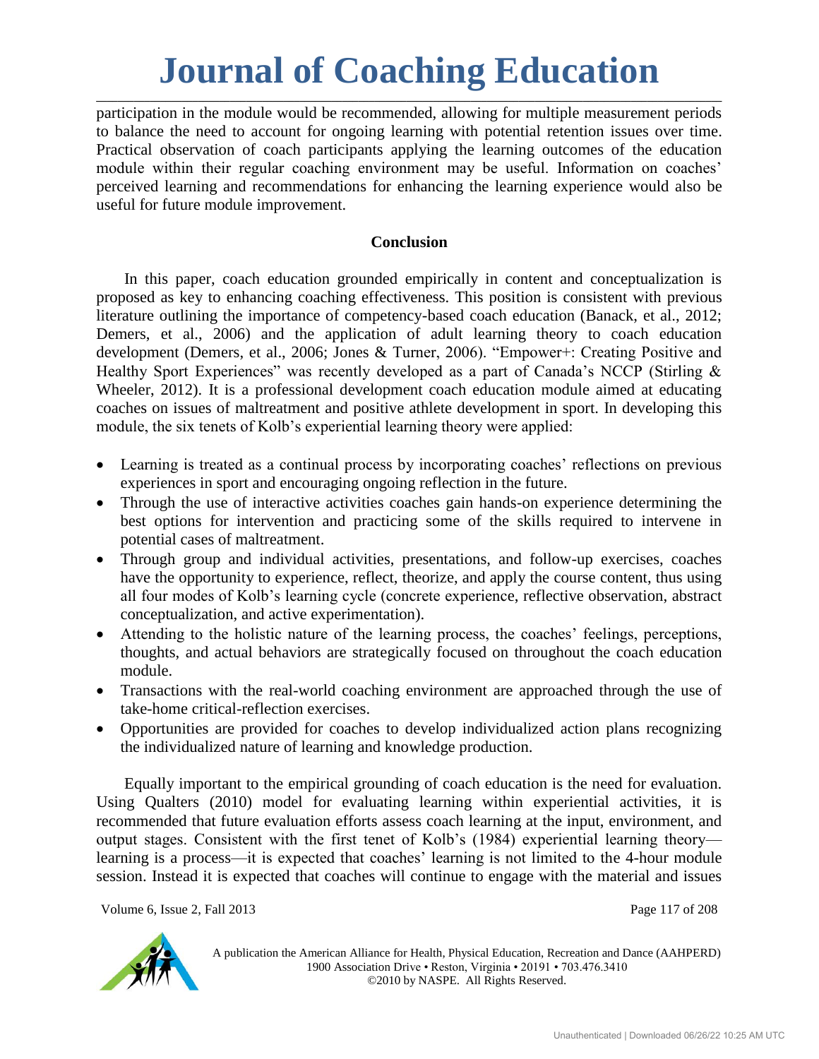participation in the module would be recommended, allowing for multiple measurement periods to balance the need to account for ongoing learning with potential retention issues over time. Practical observation of coach participants applying the learning outcomes of the education module within their regular coaching environment may be useful. Information on coaches' perceived learning and recommendations for enhancing the learning experience would also be useful for future module improvement.

## Conclusion

In this paper, coach education grounded empirically in content and conceptualization is proposed as key to enhancing coaching effectiveness. This position is consistent with previous literature outlining the importance of competency-based coach education (Banack, et al., 2012; Demers, et al., 2006) and the application of adult learning theory to coach education development (Demers, et al., 2006; Jones & Turner, 2006). "Empower+: Creating Positive and Healthy Sport Experiences" was recently developed as a part of Canada's NCCP (Stirling & Wheeler, 2012). It is a professional development coach education module aimed at educating coaches on issues of maltreatment and positive athlete development in sport. In developing this module, the six tenets of Kolb's experiential learning theory were applied:

- Learning is treated as a continual process by incorporating coaches' reflections on previous experiences in sport and encouraging ongoing reflection in the future.
- Through the use of interactive activities coaches gain hands-on experience determining the best options for intervention and practicing some of the skills required to intervene in potential cases of maltreatment.
- Through group and individual activities, presentations, and follow-up exercises, coaches have the opportunity to experience, reflect, theorize, and apply the course content, thus using all four modes of Kolb's learning cycle (concrete experience, reflective observation, abstract conceptualization, and active experimentation).
- Attending to the holistic nature of the learning process, the coaches' feelings, perceptions, thoughts, and actual behaviors are strategically focused on throughout the coach education module.
- Transactions with the real-world coaching environment are approached through the use of take-home critical-reflection exercises.
- Opportunities are provided for coaches to develop individualized action plans recognizing the individualized nature of learning and knowledge production.

Equally important to the empirical grounding of coach education is the need for evaluation. Using Qualters (2010) model for evaluating learning within experiential activities, it is recommended that future evaluation efforts assess coach learning at the input, environment, and output stages. Consistent with the first tenet of Kolb's (1984) experiential learning theory—learning is a process—it is expected that coaches' learning is not limited to the 4-hour module session. Instead it is expected that coaches will continue to engage with the material and issues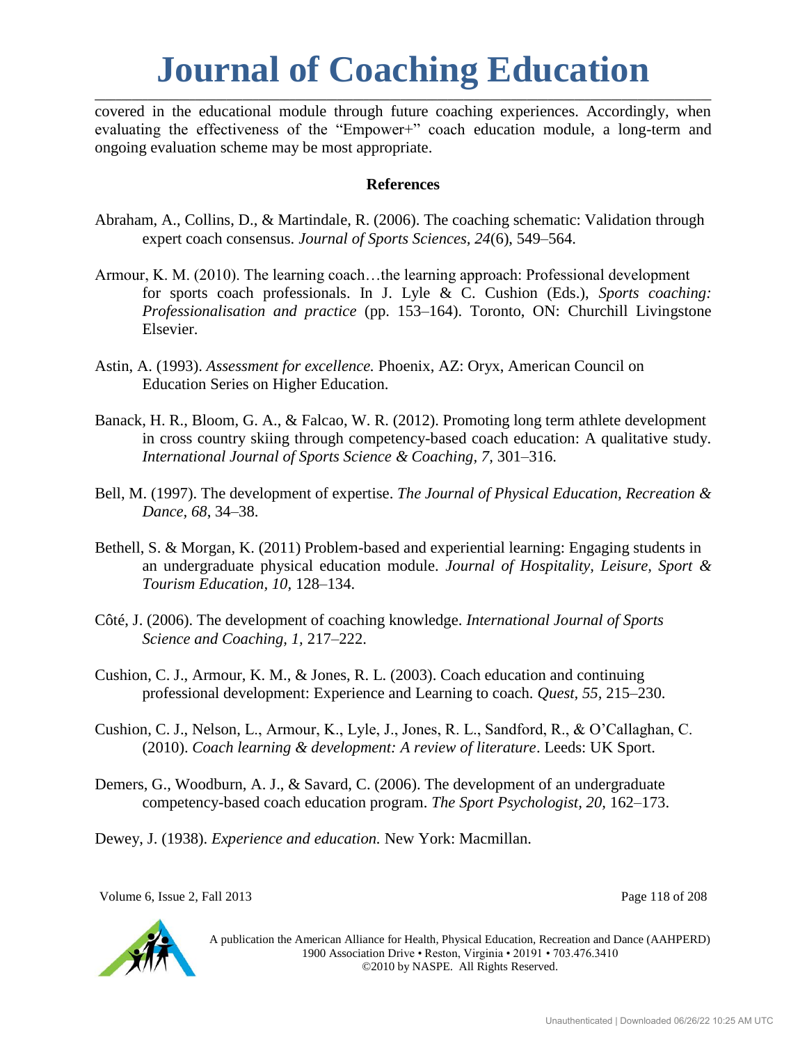covered in the educational module through future coaching experiences. Accordingly, when evaluating the effectiveness of the "Empower+" coach education module, a long-term and ongoing evaluation scheme may be most appropriate.

## References

Abraham, A., Collins, D., & Martindale, R. (2006). The coaching schematic: Validation through expert coach consensus. *Journal of Sports Sciences, 24*(6), 549–564.

Armour, K. M. (2010). The learning coach…the learning approach: Professional development for sports coach professionals. In J. Lyle & C. Cushion (Eds.), *Sports coaching: Professionalisation and practice* (pp. 153–164). Toronto, ON: Churchill Livingstone Elsevier.

Astin, A. (1993). *Assessment for excellence.* Phoenix, AZ: Oryx, American Council on Education Series on Higher Education.

Banack, H. R., Bloom, G. A., & Falcao, W. R. (2012). Promoting long term athlete development in cross country skiing through competency-based coach education: A qualitative study. *International Journal of Sports Science & Coaching, 7,* 301–316.

Bell, M. (1997). The development of expertise. *The Journal of Physical Education, Recreation & Dance, 68*, 34–38.

Bethell, S. & Morgan, K. (2011) Problem-based and experiential learning: Engaging students in an undergraduate physical education module. *Journal of Hospitality, Leisure, Sport & Tourism Education, 10*, 128–134.

Côté, J. (2006). The development of coaching knowledge. *International Journal of Sports Science and Coaching, 1,* 217–222.

Cushion, C. J., Armour, K. M., & Jones, R. L. (2003). Coach education and continuing professional development: Experience and Learning to coach. *Quest, 55*, 215–230.

Cushion, C. J., Nelson, L., Armour, K., Lyle, J., Jones, R. L., Sandford, R., & O'Callaghan, C. (2010). *Coach learning & development: A review of literature*. Leeds: UK Sport.

Demers, G., Woodburn, A. J., & Savard, C. (2006). The development of an undergraduate competency-based coach education program. *The Sport Psychologist, 20,* 162–173.

Dewey, J. (1938). *Experience and education.* New York: Macmillan.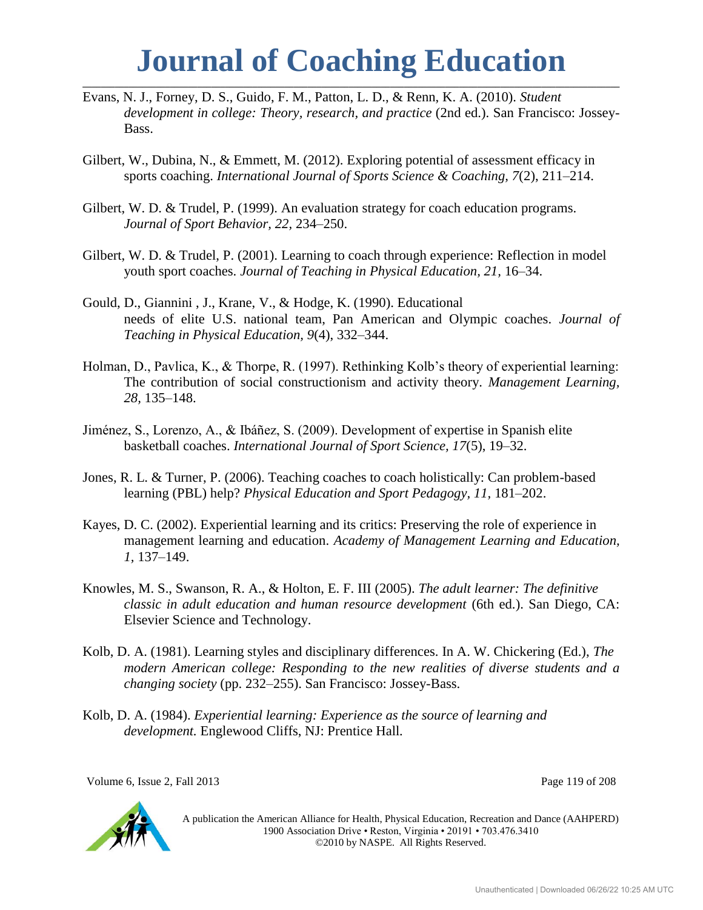Evans, N. J., Forney, D. S., Guido, F. M., Patton, L. D., & Renn, K. A. (2010). *Student development in college: Theory, research, and practice* (2nd ed.). San Francisco: Jossey-Bass.

Gilbert, W., Dubina, N., & Emmett, M. (2012). Exploring potential of assessment efficacy in sports coaching. *International Journal of Sports Science & Coaching, 7*(2), 211–214.

Gilbert, W. D. & Trudel, P. (1999). An evaluation strategy for coach education programs. *Journal of Sport Behavior, 22,* 234–250.

Gilbert, W. D. & Trudel, P. (2001). Learning to coach through experience: Reflection in model youth sport coaches. *Journal of Teaching in Physical Education, 21,* 16–34.

Gould, D., Giannini , J., Krane, V., & Hodge, K. (1990). Educational needs of elite U.S. national team, Pan American and Olympic coaches. *Journal of Teaching in Physical Education, 9*(4), 332–344.

Holman, D., Pavlica, K., & Thorpe, R. (1997). Rethinking Kolb's theory of experiential learning: The contribution of social constructionism and activity theory. *Management Learning, 28,* 135–148.

Jiménez, S., Lorenzo, A., & Ibáñez, S. (2009). Development of expertise in Spanish elite basketball coaches. *International Journal of Sport Science, 17*(5), 19–32.

Jones, R. L. & Turner, P. (2006). Teaching coaches to coach holistically: Can problem-based learning (PBL) help? *Physical Education and Sport Pedagogy, 11,* 181–202.

Kayes, D. C. (2002). Experiential learning and its critics: Preserving the role of experience in management learning and education. *Academy of Management Learning and Education, 1,* 137–149.

Knowles, M. S., Swanson, R. A., & Holton, E. F. III (2005). *The adult learner: The definitive classic in adult education and human resource development* (6th ed.). San Diego, CA: Elsevier Science and Technology.

Kolb, D. A. (1981). Learning styles and disciplinary differences. In A. W. Chickering (Ed.), *The modern American college: Responding to the new realities of diverse students and a changing society* (pp. 232–255). San Francisco: Jossey-Bass.

Kolb, D. A. (1984). *Experiential learning: Experience as the source of learning and development.* Englewood Cliffs, NJ: Prentice Hall.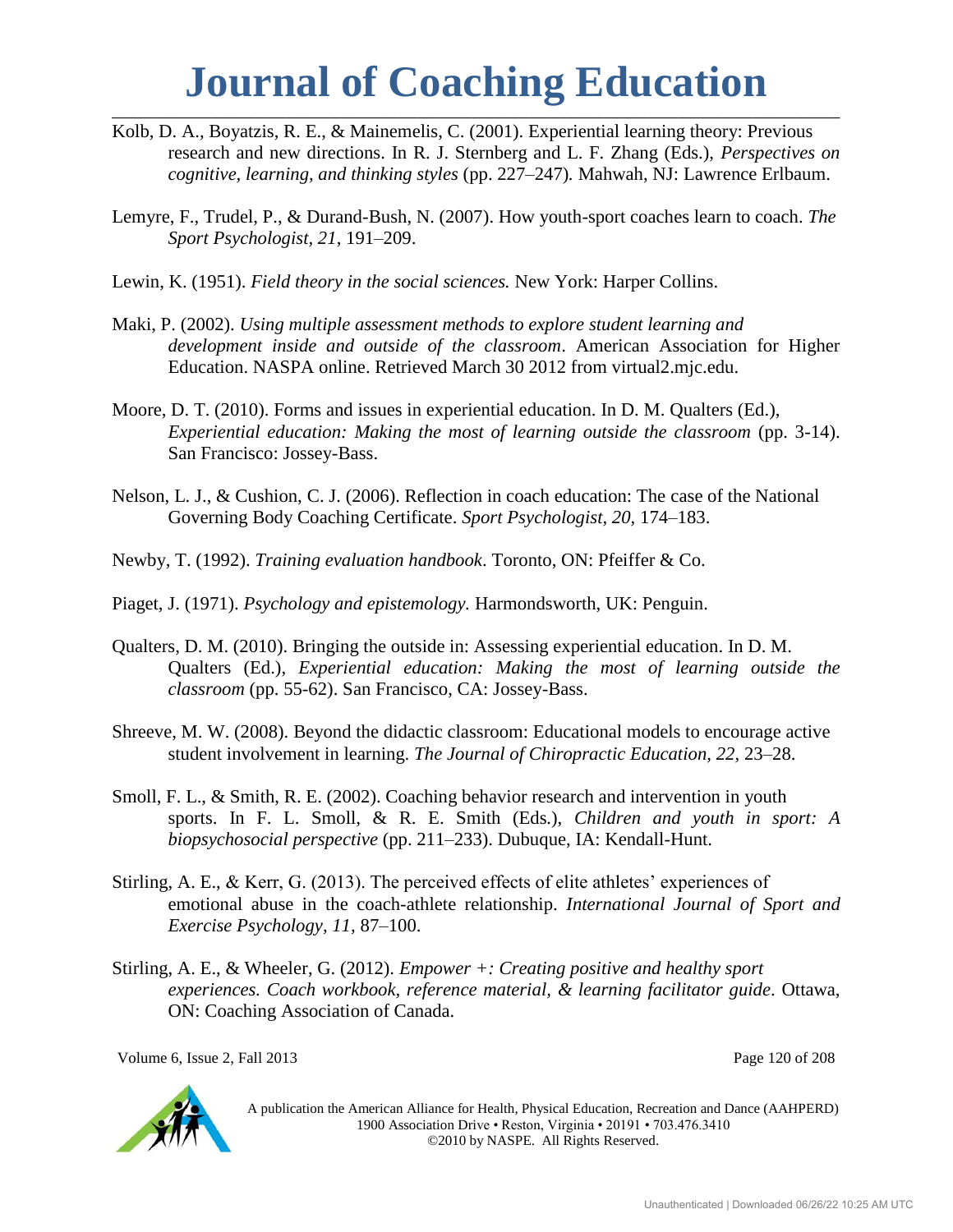Kolb, D. A., Boyatzis, R. E., & Mainemelis, C. (2001). Experiential learning theory: Previous research and new directions. In R. J. Sternberg and L. F. Zhang (Eds.), *Perspectives on cognitive, learning, and thinking styles* (pp. 227–247)*.* Mahwah, NJ: Lawrence Erlbaum.

Lemyre, F., Trudel, P., & Durand-Bush, N. (2007). How youth-sport coaches learn to coach. *The Sport Psychologist, 21*, 191–209.

Lewin, K. (1951). *Field theory in the social sciences.* New York: Harper Collins.

Maki, P. (2002). *Using multiple assessment methods to explore student learning and development inside and outside of the classroom*. American Association for Higher Education. NASPA online. Retrieved March 30 2012 from virtual2.mjc.edu.

Moore, D. T. (2010). Forms and issues in experiential education. In D. M. Qualters (Ed.), *Experiential education: Making the most of learning outside the classroom* (pp. 3-14). San Francisco: Jossey-Bass.

Nelson, L. J., & Cushion, C. J. (2006). Reflection in coach education: The case of the National Governing Body Coaching Certificate. *Sport Psychologist, 20,* 174–183.

Newby, T. (1992). *Training evaluation handbook*. Toronto, ON: Pfeiffer & Co.

Piaget, J. (1971). *Psychology and epistemology.* Harmondsworth, UK: Penguin.

Qualters, D. M. (2010). Bringing the outside in: Assessing experiential education. In D. M. Qualters (Ed.), *Experiential education: Making the most of learning outside the classroom* (pp. 55-62). San Francisco, CA: Jossey-Bass.

Shreeve, M. W. (2008). Beyond the didactic classroom: Educational models to encourage active student involvement in learning. *The Journal of Chiropractic Education, 22,* 23–28.

Smoll, F. L., & Smith, R. E. (2002). Coaching behavior research and intervention in youth sports. In F. L. Smoll, & R. E. Smith (Eds.), *Children and youth in sport: A biopsychosocial perspective* (pp. 211–233). Dubuque, IA: Kendall-Hunt.

Stirling, A. E., & Kerr, G. (2013). The perceived effects of elite athletes' experiences of emotional abuse in the coach-athlete relationship. *International Journal of Sport and Exercise Psychology, 11,* 87–100.

Stirling, A. E., & Wheeler, G. (2012). *Empower +: Creating positive and healthy sport experiences. Coach workbook, reference material, & learning facilitator guide*. Ottawa, ON: Coaching Association of Canada.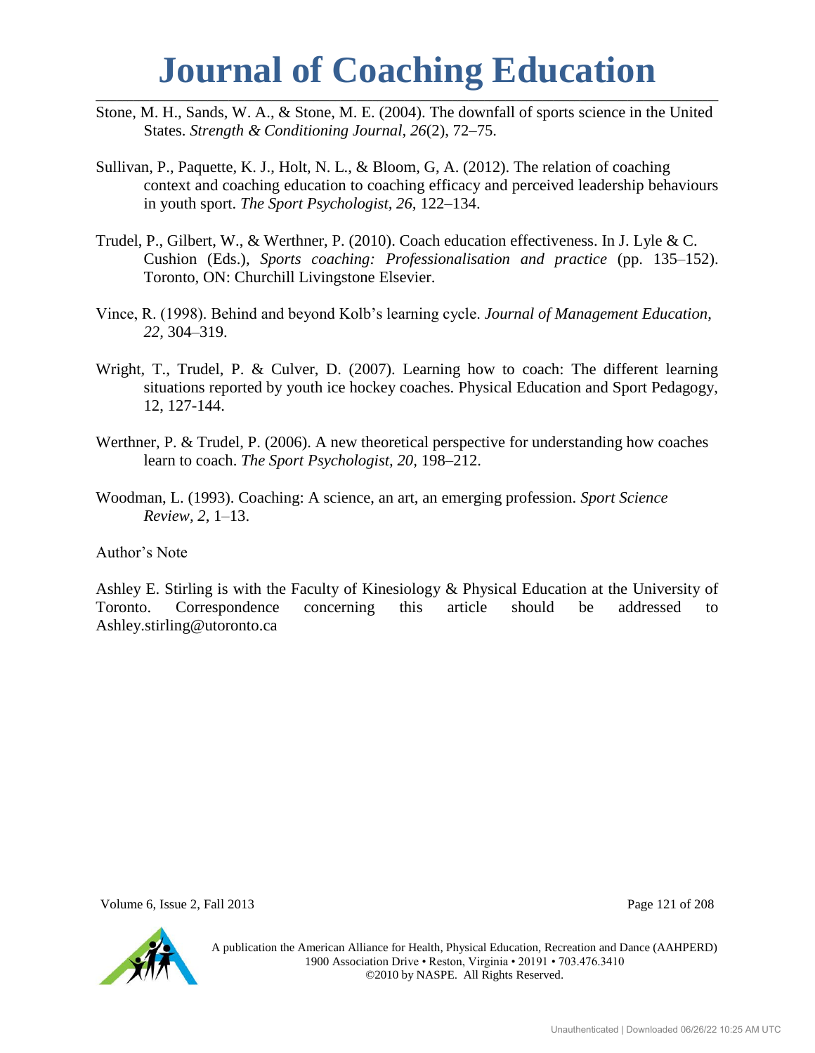Stone, M. H., Sands, W. A., & Stone, M. E. (2004). The downfall of sports science in the United States. *Strength & Conditioning Journal, 26*(2), 72–75.

Sullivan, P., Paquette, K. J., Holt, N. L., & Bloom, G, A. (2012). The relation of coaching context and coaching education to coaching efficacy and perceived leadership behaviours in youth sport. *The Sport Psychologist, 26*, 122–134.

Trudel, P., Gilbert, W., & Werthner, P. (2010). Coach education effectiveness. In J. Lyle & C. Cushion (Eds.), *Sports coaching: Professionalisation and practice* (pp. 135–152). Toronto, ON: Churchill Livingstone Elsevier.

Vince, R. (1998). Behind and beyond Kolb's learning cycle. *Journal of Management Education, 22*, 304–319.

Wright, T., Trudel, P. & Culver, D. (2007). Learning how to coach: The different learning situations reported by youth ice hockey coaches. Physical Education and Sport Pedagogy, 12, 127-144.

Werthner, P. & Trudel, P. (2006). A new theoretical perspective for understanding how coaches learn to coach. *The Sport Psychologist, 20,* 198–212.

Woodman, L. (1993). Coaching: A science, an art, an emerging profession. *Sport Science Review, 2*, 1–13.

Author's Note

Ashley E. Stirling is with the Faculty of Kinesiology & Physical Education at the University of Toronto. Correspondence concerning this article should be addressed to Ashley.stirling@utoronto.ca